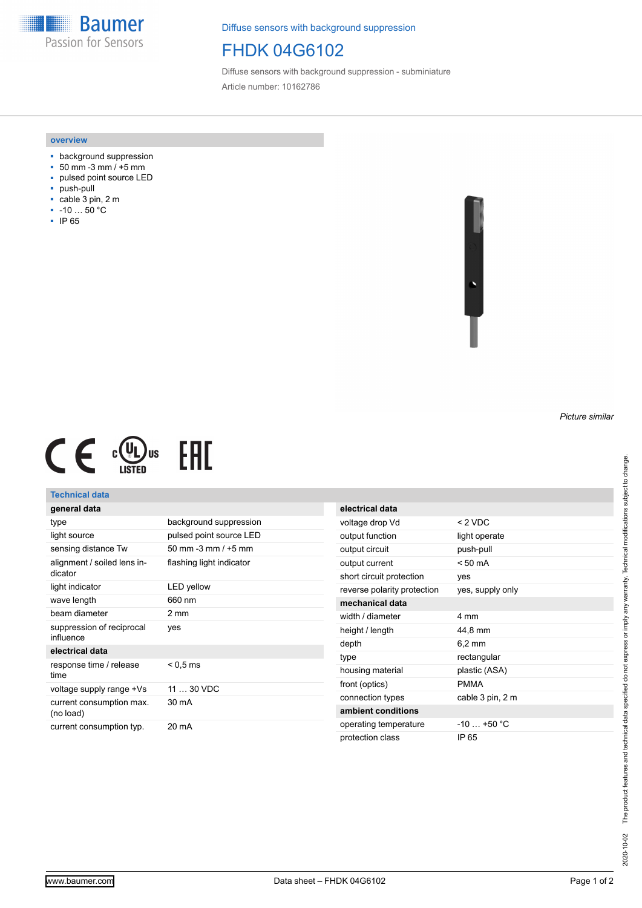Diffuse sensors with background suppression

# FHDK 04G6102

Diffuse sensors with background suppression - subminiature

Article number: 10162786

## overview

- background suppression
- 50 mm -3 mm / +5 mm
- pulsed point source LED
- push-pull
- cable 3 pin, 2 m
- -10 … 50 °C
- IP 65

*Picture similar*

## Technical data

| general data | |
|---|---|
| type | background suppression |
| light source | pulsed point source LED |
| sensing distance Tw | 50 mm -3 mm / +5 mm |
| alignment / soiled lens indicator | flashing light indicator |
| light indicator | LED yellow |
| wave length | 660 nm |
| beam diameter | 2 mm |
| suppression of reciprocal influence | yes |
| **electrical data** | |
| response time / release time | < 0,5 ms |
| voltage supply range +Vs | 11 … 30 VDC |
| current consumption max. (no load) | 30 mA |
| current consumption typ. | 20 mA |

| electrical data | |
|---|---|
| voltage drop Vd | < 2 VDC |
| output function | light operate |
| output circuit | push-pull |
| output current | < 50 mA |
| short circuit protection | yes |
| reverse polarity protection | yes, supply only |
| **mechanical data** | |
| width / diameter | 4 mm |
| height / length | 44,8 mm |
| depth | 6,2 mm |
| type | rectangular |
| housing material | plastic (ASA) |
| front (optics) | PMMA |
| connection types | cable 3 pin, 2 m |
| **ambient conditions** | |
| operating temperature | -10 … +50 °C |
| protection class | IP 65 |

2020-10-02 The product features and technical data specified do not express or imply any warranty. Technical modifications subject to change.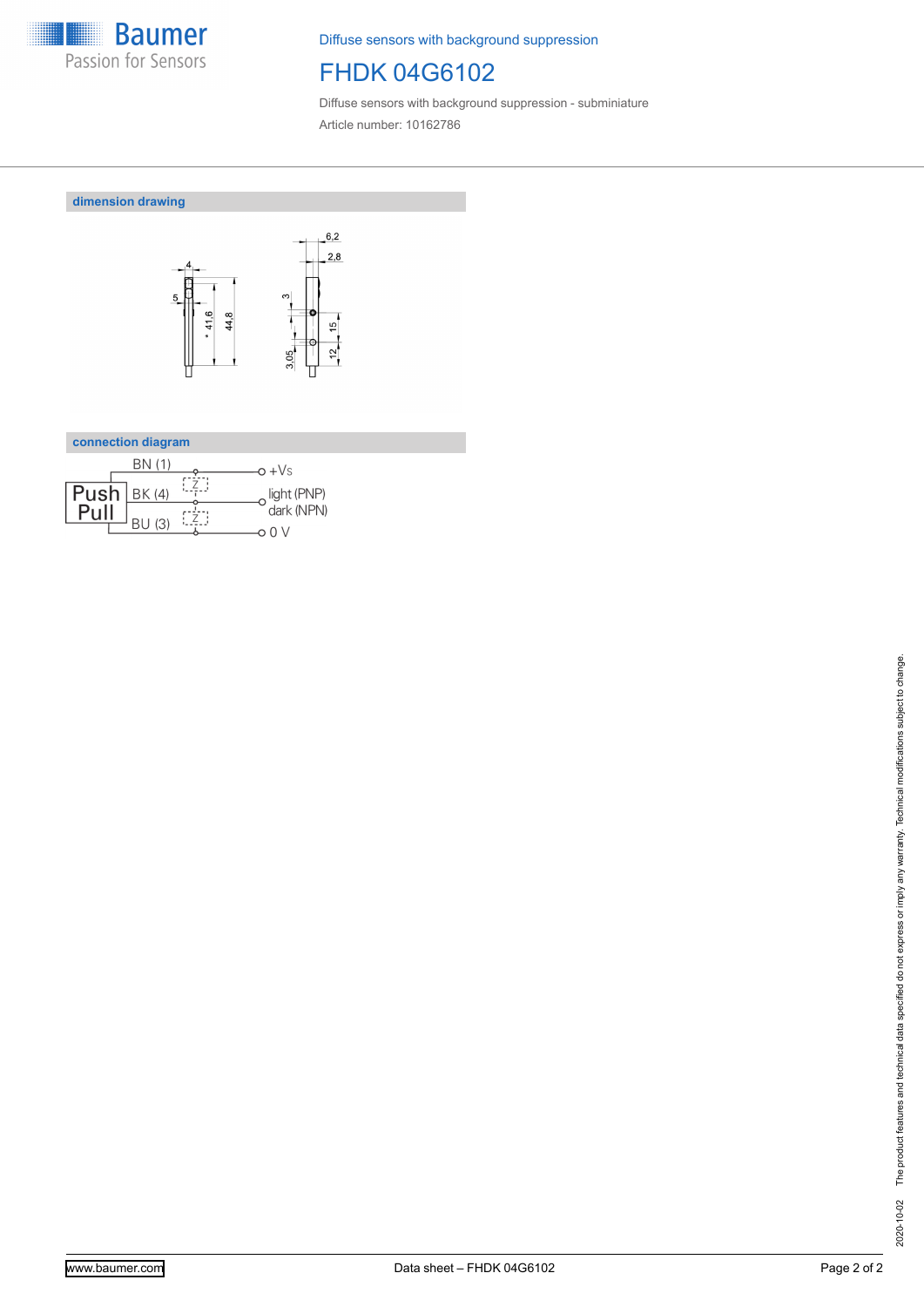Diffuse sensors with background suppression

# FHDK 04G6102

Diffuse sensors with background suppression - subminiature

Article number: 10162786

## dimension drawing

6,2
2,8
4
5
3
* 41,6
44,8
15
3,05
12

## connection diagram

Push Pull

BN (1)
BK (4)
BU (3)
Z
Z
+Vs
light (PNP)
dark (NPN)
0 V

The product features and technical data specified do not express or imply any warranty. Technical modifications subject to change.

2020-10-02